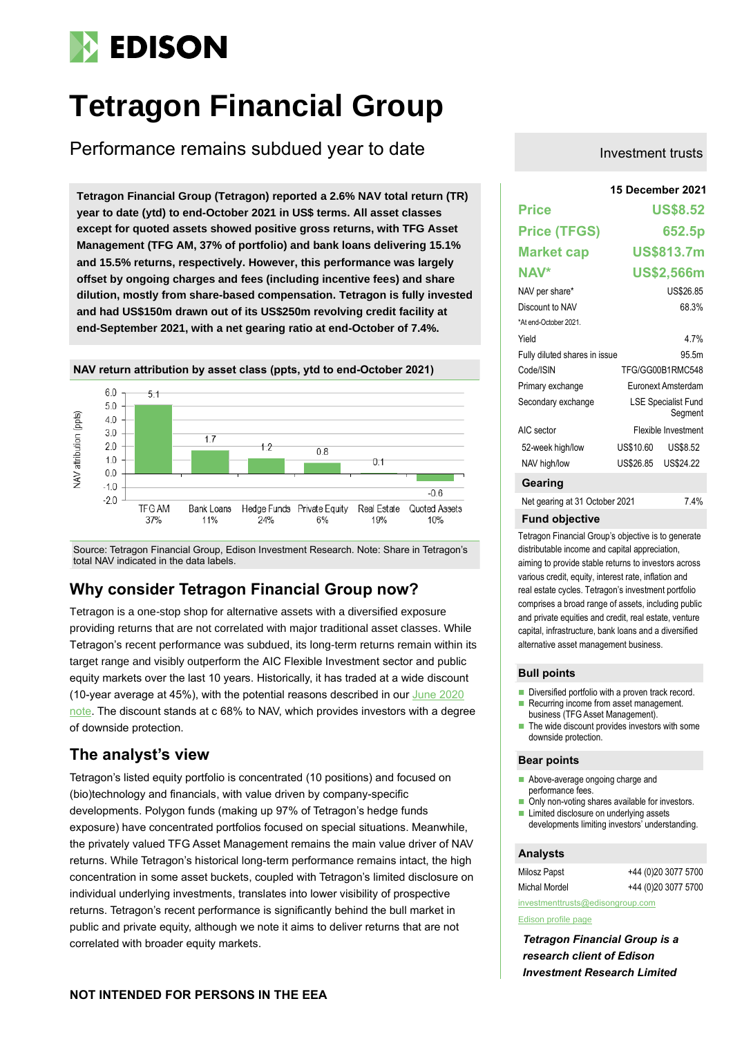# Tetragon Financial Group

## Performance remains subdued year to date

Investment trusts

**Tetragon Financial Group (Tetragon) reported a 2.6% NAV total return (TR) year to date (ytd) to end-October 2021 in US$ terms. All asset classes except for quoted assets showed positive gross returns, with TFG Asset Management (TFG AM, 37% of portfolio) and bank loans delivering 15.1% and 15.5% returns, respectively. However, this performance was largely offset by ongoing charges and fees (including incentive fees) and share dilution, mostly from share-based compensation. Tetragon is fully invested and had US$150m drawn out of its US$250m revolving credit facility at end-September 2021, with a net gearing ratio at end-October of 7.4%.**

**NAV return attribution by asset class (ppts, ytd to end-October 2021)**

| Asset class | Share in NAV | NAV attribution (ppts) |
|---|---|---|
| TFG AM | 37% | 5.1 |
| Bank Loans | 11% | 1.7 |
| Hedge Funds | 24% | 1.2 |
| Private Equity | 6% | 0.8 |
| Real Estate | 19% | 0.1 |
| Quoted Assets | 10% | -0.6 |

Source: Tetragon Financial Group, Edison Investment Research. Note: Share in Tetragon's total NAV indicated in the data labels.

## Why consider Tetragon Financial Group now?

Tetragon is a one-stop shop for alternative assets with a diversified exposure providing returns that are not correlated with major traditional asset classes. While Tetragon's recent performance was subdued, its long-term returns remain within its target range and visibly outperform the AIC Flexible Investment sector and public equity markets over the last 10 years. Historically, it has traded at a wide discount (10-year average at 45%), with the potential reasons described in our June 2020 note. The discount stands at c 68% to NAV, which provides investors with a degree of downside protection.

## The analyst's view

Tetragon's listed equity portfolio is concentrated (10 positions) and focused on (bio)technology and financials, with value driven by company-specific developments. Polygon funds (making up 97% of Tetragon's hedge funds exposure) have concentrated portfolios focused on special situations. Meanwhile, the privately valued TFG Asset Management remains the main value driver of NAV returns. While Tetragon's historical long-term performance remains intact, the high concentration in some asset buckets, coupled with Tetragon's limited disclosure on individual underlying investments, translates into lower visibility of prospective returns. Tetragon's recent performance is significantly behind the bull market in public and private equity, although we note it aims to deliver returns that are not correlated with broader equity markets.

**15 December 2021**

| | |
|---|---|
| **Price** | **US$8.52** |
| **Price (TFGS)** | **652.5p** |
| **Market cap** | **US$813.7m** |
| **NAV*** | **US$2,566m** |
| NAV per share* | US$26.85 |
| Discount to NAV | 68.3% |
| *At end-October 2021. | |
| Yield | 4.7% |
| Fully diluted shares in issue | 95.5m |
| Code/ISIN | TFG/GG00B1RMC548 |
| Primary exchange | Euronext Amsterdam |
| Secondary exchange | LSE Specialist Fund Segment |
| AIC sector | Flexible Investment |
| 52-week high/low | US$10.60 / US$8.52 |
| NAV high/low | US$26.85 / US$24.22 |

### Gearing

| | |
|---|---|
| Net gearing at 31 October 2021 | 7.4% |

### Fund objective

Tetragon Financial Group's objective is to generate distributable income and capital appreciation, aiming to provide stable returns to investors across various credit, equity, interest rate, inflation and real estate cycles. Tetragon's investment portfolio comprises a broad range of assets, including public and private equities and credit, real estate, venture capital, infrastructure, bank loans and a diversified alternative asset management business.

### Bull points

- Diversified portfolio with a proven track record.
- Recurring income from asset management business (TFG Asset Management).
- The wide discount provides investors with some downside protection.

### Bear points

- Above-average ongoing charge and performance fees.
- Only non-voting shares available for investors.
- Limited disclosure on underlying assets developments limiting investors' understanding.

### Analysts

| | |
|---|---|
| Milosz Papst | +44 (0)20 3077 5700 |
| Michal Mordel | +44 (0)20 3077 5700 |

investmenttrusts@edisongroup.com

Edison profile page

*Tetragon Financial Group is a research client of Edison Investment Research Limited*

**NOT INTENDED FOR PERSONS IN THE EEA**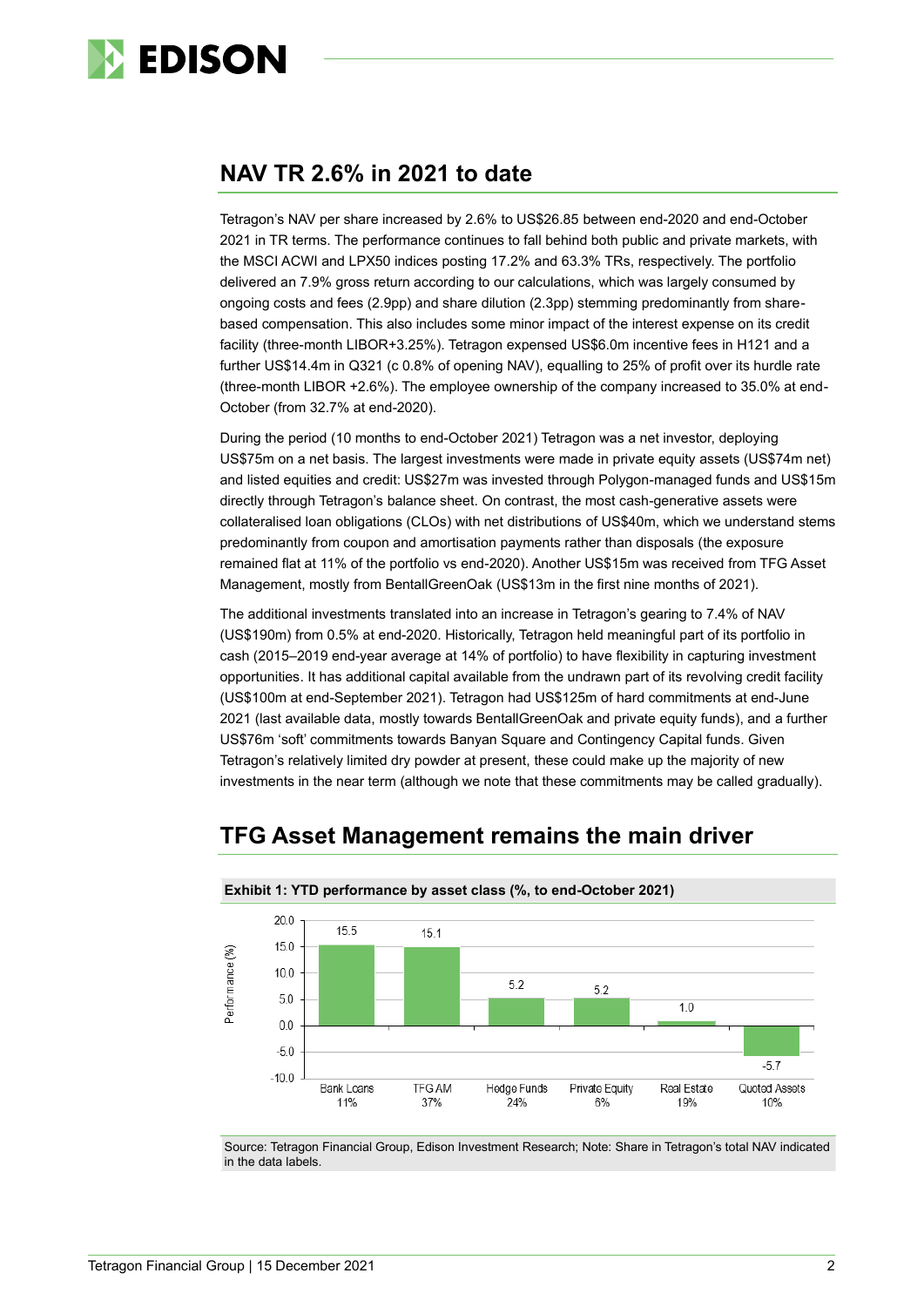## NAV TR 2.6% in 2021 to date

Tetragon's NAV per share increased by 2.6% to US$26.85 between end-2020 and end-October 2021 in TR terms. The performance continues to fall behind both public and private markets, with the MSCI ACWI and LPX50 indices posting 17.2% and 63.3% TRs, respectively. The portfolio delivered an 7.9% gross return according to our calculations, which was largely consumed by ongoing costs and fees (2.9pp) and share dilution (2.3pp) stemming predominantly from share-based compensation. This also includes some minor impact of the interest expense on its credit facility (three-month LIBOR+3.25%). Tetragon expensed US$6.0m incentive fees in H121 and a further US$14.4m in Q321 (c 0.8% of opening NAV), equalling to 25% of profit over its hurdle rate (three-month LIBOR +2.6%). The employee ownership of the company increased to 35.0% at end-October (from 32.7% at end-2020).

During the period (10 months to end-October 2021) Tetragon was a net investor, deploying US$75m on a net basis. The largest investments were made in private equity assets (US$74m net) and listed equities and credit: US$27m was invested through Polygon-managed funds and US$15m directly through Tetragon's balance sheet. On contrast, the most cash-generative assets were collateralised loan obligations (CLOs) with net distributions of US$40m, which we understand stems predominantly from coupon and amortisation payments rather than disposals (the exposure remained flat at 11% of the portfolio vs end-2020). Another US$15m was received from TFG Asset Management, mostly from BentallGreenOak (US$13m in the first nine months of 2021).

The additional investments translated into an increase in Tetragon's gearing to 7.4% of NAV (US$190m) from 0.5% at end-2020. Historically, Tetragon held meaningful part of its portfolio in cash (2015–2019 end-year average at 14% of portfolio) to have flexibility in capturing investment opportunities. It has additional capital available from the undrawn part of its revolving credit facility (US$100m at end-September 2021). Tetragon had US$125m of hard commitments at end-June 2021 (last available data, mostly towards BentallGreenOak and private equity funds), and a further US$76m 'soft' commitments towards Banyan Square and Contingency Capital funds. Given Tetragon's relatively limited dry powder at present, these could make up the majority of new investments in the near term (although we note that these commitments may be called gradually).

## TFG Asset Management remains the main driver

**Exhibit 1: YTD performance by asset class (%, to end-October 2021)**

| Asset class | Share in total NAV | Performance (%) |
|---|---|---|
| Bank Loans | 11% | 15.5 |
| TFG AM | 37% | 15.1 |
| Hedge Funds | 24% | 5.2 |
| Private Equity | 6% | 5.2 |
| Real Estate | 19% | 1.0 |
| Quoted Assets | 10% | -5.7 |

Source: Tetragon Financial Group, Edison Investment Research; Note: Share in Tetragon's total NAV indicated in the data labels.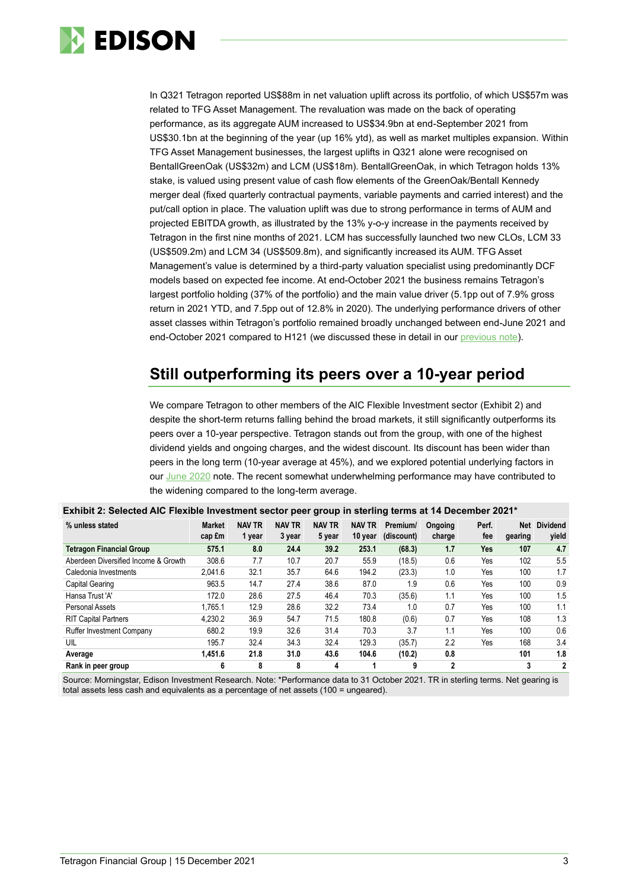In Q321 Tetragon reported US$88m in net valuation uplift across its portfolio, of which US$57m was related to TFG Asset Management. The revaluation was made on the back of operating performance, as its aggregate AUM increased to US$34.9bn at end-September 2021 from US$30.1bn at the beginning of the year (up 16% ytd), as well as market multiples expansion. Within TFG Asset Management businesses, the largest uplifts in Q321 alone were recognised on BentallGreenOak (US$32m) and LCM (US$18m). BentallGreenOak, in which Tetragon holds 13% stake, is valued using present value of cash flow elements of the GreenOak/Bentall Kennedy merger deal (fixed quarterly contractual payments, variable payments and carried interest) and the put/call option in place. The valuation uplift was due to strong performance in terms of AUM and projected EBITDA growth, as illustrated by the 13% y-o-y increase in the payments received by Tetragon in the first nine months of 2021. LCM has successfully launched two new CLOs, LCM 33 (US$509.2m) and LCM 34 (US$509.8m), and significantly increased its AUM. TFG Asset Management's value is determined by a third-party valuation specialist using predominantly DCF models based on expected fee income. At end-October 2021 the business remains Tetragon's largest portfolio holding (37% of the portfolio) and the main value driver (5.1pp out of 7.9% gross return in 2021 YTD, and 7.5pp out of 12.8% in 2020). The underlying performance drivers of other asset classes within Tetragon's portfolio remained broadly unchanged between end-June 2021 and end-October 2021 compared to H121 (we discussed these in detail in our previous note).

## Still outperforming its peers over a 10-year period

We compare Tetragon to other members of the AIC Flexible Investment sector (Exhibit 2) and despite the short-term returns falling behind the broad markets, it still significantly outperforms its peers over a 10-year perspective. Tetragon stands out from the group, with one of the highest dividend yields and ongoing charges, and the widest discount. Its discount has been wider than peers in the long term (10-year average at 45%), and we explored potential underlying factors in our June 2020 note. The recent somewhat underwhelming performance may have contributed to the widening compared to the long-term average.

**Exhibit 2: Selected AIC Flexible Investment sector peer group in sterling terms at 14 December 2021***

| % unless stated | Market cap £m | NAV TR 1 year | NAV TR 3 year | NAV TR 5 year | NAV TR 10 year | Premium/ (discount) | Ongoing charge | Perf. fee | Net gearing | Dividend yield |
|---|---|---|---|---|---|---|---|---|---|---|
| **Tetragon Financial Group** | **575.1** | **8.0** | **24.4** | **39.2** | **253.1** | **(68.3)** | **1.7** | **Yes** | **107** | **4.7** |
| Aberdeen Diversified Income & Growth | 308.6 | 7.7 | 10.7 | 20.7 | 55.9 | (18.5) | 0.6 | Yes | 102 | 5.5 |
| Caledonia Investments | 2,041.6 | 32.1 | 35.7 | 64.6 | 194.2 | (23.3) | 1.0 | Yes | 100 | 1.7 |
| Capital Gearing | 963.5 | 14.7 | 27.4 | 38.6 | 87.0 | 1.9 | 0.6 | Yes | 100 | 0.9 |
| Hansa Trust 'A' | 172.0 | 28.6 | 27.5 | 46.4 | 70.3 | (35.6) | 1.1 | Yes | 100 | 1.5 |
| Personal Assets | 1,765.1 | 12.9 | 28.6 | 32.2 | 73.4 | 1.0 | 0.7 | Yes | 100 | 1.1 |
| RIT Capital Partners | 4,230.2 | 36.9 | 54.7 | 71.5 | 180.8 | (0.6) | 0.7 | Yes | 108 | 1.3 |
| Ruffer Investment Company | 680.2 | 19.9 | 32.6 | 31.4 | 70.3 | 3.7 | 1.1 | Yes | 100 | 0.6 |
| UIL | 195.7 | 32.4 | 34.3 | 32.4 | 129.3 | (35.7) | 2.2 | Yes | 168 | 3.4 |
| **Average** | **1,451.6** | **21.8** | **31.0** | **43.6** | **104.6** | **(10.2)** | **0.8** | | **101** | **1.8** |
| **Rank in peer group** | **6** | **8** | **8** | **4** | **1** | **9** | **2** | | **3** | **2** |

Source: Morningstar, Edison Investment Research. Note: *Performance data to 31 October 2021. TR in sterling terms. Net gearing is total assets less cash and equivalents as a percentage of net assets (100 = ungeared).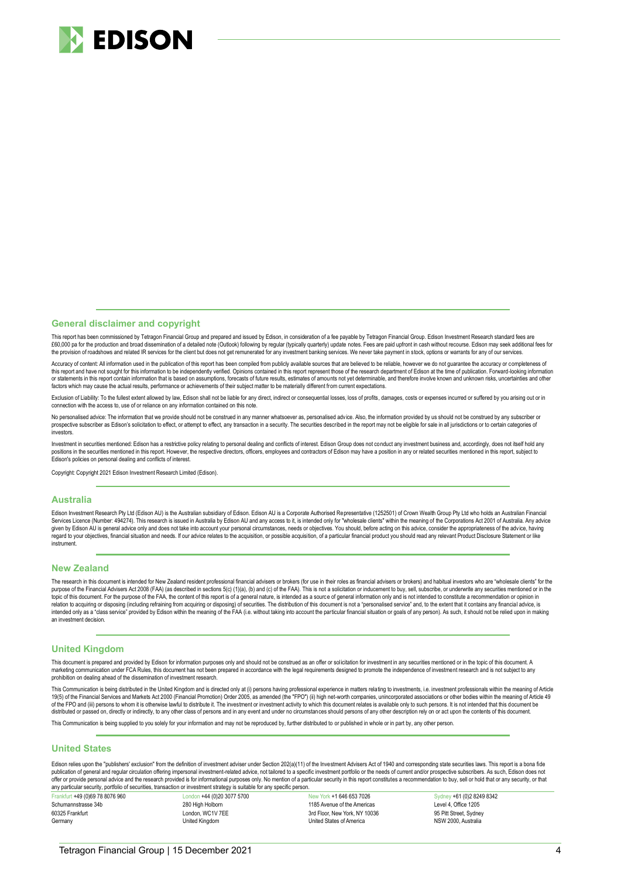## General disclaimer and copyright

This report has been commissioned by Tetragon Financial Group and prepared and issued by Edison, in consideration of a fee payable by Tetragon Financial Group. Edison Investment Research standard fees are £60,000 pa for the production and broad dissemination of a detailed note (Outlook) following by regular (typically quarterly) update notes. Fees are paid upfront in cash without recourse. Edison may seek additional fees for the provision of roadshows and related IR services for the client but does not get remunerated for any investment banking services. We never take payment in stock, options or warrants for any of our services.

Accuracy of content: All information used in the publication of this report has been compiled from publicly available sources that are believed to be reliable, however we do not guarantee the accuracy or completeness of this report and have not sought for this information to be independently verified. Opinions contained in this report represent those of the research department of Edison at the time of publication. Forward-looking information or statements in this report contain information that is based on assumptions, forecasts of future results, estimates of amounts not yet determinable, and therefore involve known and unknown risks, uncertainties and other factors which may cause the actual results, performance or achievements of their subject matter to be materially different from current expectations.

Exclusion of Liability: To the fullest extent allowed by law, Edison shall not be liable for any direct, indirect or consequential losses, loss of profits, damages, costs or expenses incurred or suffered by you arising out or in connection with the access to, use of or reliance on any information contained on this note.

No personalised advice: The information that we provide should not be construed in any manner whatsoever as, personalised advice. Also, the information provided by us should not be construed by any subscriber or prospective subscriber as Edison's solicitation to effect, or attempt to effect, any transaction in a security. The securities described in the report may not be eligible for sale in all jurisdictions or to certain categories of investors.

Investment in securities mentioned: Edison has a restrictive policy relating to personal dealing and conflicts of interest. Edison Group does not conduct any investment business and, accordingly, does not itself hold any positions in the securities mentioned in this report. However, the respective directors, officers, employees and contractors of Edison may have a position in any or related securities mentioned in this report, subject to Edison's policies on personal dealing and conflicts of interest.

Copyright: Copyright 2021 Edison Investment Research Limited (Edison).

## Australia

Edison Investment Research Pty Ltd (Edison AU) is the Australian subsidiary of Edison. Edison AU is a Corporate Authorised Representative (1252501) of Crown Wealth Group Pty Ltd who holds an Australian Financial Services Licence (Number: 494274). This research is issued in Australia by Edison AU and any access to it, is intended only for "wholesale clients" within the meaning of the Corporations Act 2001 of Australia. Any advice given by Edison AU is general advice only and does not take into account your personal circumstances, needs or objectives. You should, before acting on this advice, consider the appropriateness of the advice, having regard to your objectives, financial situation and needs. If our advice relates to the acquisition, or possible acquisition, of a particular financial product you should read any relevant Product Disclosure Statement or like instrument.

## New Zealand

The research in this document is intended for New Zealand resident professional financial advisers or brokers (for use in their roles as financial advisers or brokers) and habitual investors who are "wholesale clients" for the purpose of the Financial Advisers Act 2008 (FAA) (as described in sections 5(c) (1)(a), (b) and (c) of the FAA). This is not a solicitation or inducement to buy, sell, subscribe, or underwrite any securities mentioned or in the topic of this document. For the purpose of the FAA, the content of this report is of a general nature, is intended as a source of general information only and is not intended to constitute a recommendation or opinion in relation to acquiring or disposing (including refraining from acquiring or disposing) of securities. The distribution of this document is not a "personalised service" and, to the extent that it contains any financial advice, is intended only as a "class service" provided by Edison within the meaning of the FAA (i.e. without taking into account the particular financial situation or goals of any person). As such, it should not be relied upon in making an investment decision.

## United Kingdom

This document is prepared and provided by Edison for information purposes only and should not be construed as an offer or solicitation for investment in any securities mentioned or in the topic of this document. A marketing communication under FCA Rules, this document has not been prepared in accordance with the legal requirements designed to promote the independence of investment research and is not subject to any prohibition on dealing ahead of the dissemination of investment research.

This Communication is being distributed in the United Kingdom and is directed only at (i) persons having professional experience in matters relating to investments, i.e. investment professionals within the meaning of Article 19(5) of the Financial Services and Markets Act 2000 (Financial Promotion) Order 2005, as amended (the "FPO") (ii) high net-worth companies, unincorporated associations or other bodies within the meaning of Article 49 of the FPO and (iii) persons to whom it is otherwise lawful to distribute it. The investment or investment activity to which this document relates is available only to such persons. It is not intended that this document be distributed or passed on, directly or indirectly, to any other class of persons and in any event and under no circumstances should persons of any other description rely on or act upon the contents of this document.

This Communication is being supplied to you solely for your information and may not be reproduced by, further distributed to or published in whole or in part by, any other person.

## United States

Edison relies upon the "publishers' exclusion" from the definition of investment adviser under Section 202(a)(11) of the Investment Advisers Act of 1940 and corresponding state securities laws. This report is a bona fide publication of general and regular circulation offering impersonal investment-related advice, not tailored to a specific investment portfolio or the needs of current and/or prospective subscribers. As such, Edison does not offer or provide personal advice and the research provided is for informational purposes only. No mention of a particular security in this report constitutes a recommendation to buy, sell or hold that or any security, or that any particular security, portfolio of securities, transaction or investment strategy is suitable for any specific person.

Frankfurt +49 (0)69 78 8076 960
Schumannstrasse 34b
60325 Frankfurt
Germany

London +44 (0)20 3077 5700
280 High Holborn
London, WC1V 7EE
United Kingdom

New York +1 646 653 7026
1185 Avenue of the Americas
3rd Floor, New York, NY 10036
United States of America

Sydney +61 (0)2 8249 8342
Level 4, Office 1205
95 Pitt Street, Sydney
NSW 2000, Australia